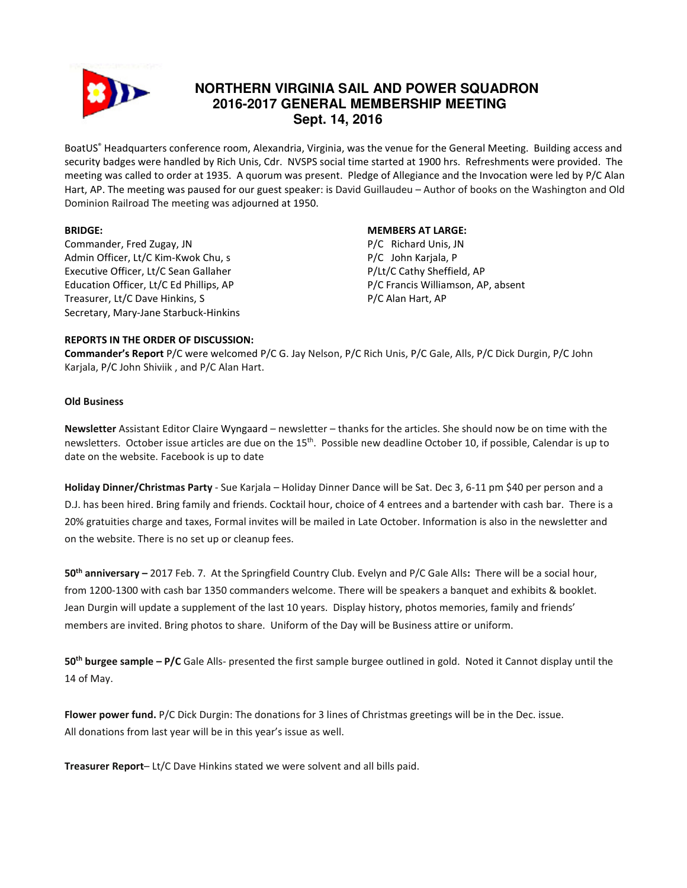# NORTHERN VIRGINIA SAIL AND POWER SQUADRON
## 2016-2017 GENERAL MEMBERSHIP MEETING
### Sept. 14, 2016

BoatUS® Headquarters conference room, Alexandria, Virginia, was the venue for the General Meeting. Building access and security badges were handled by Rich Unis, Cdr. NVSPS social time started at 1900 hrs. Refreshments were provided. The meeting was called to order at 1935. A quorum was present. Pledge of Allegiance and the Invocation were led by P/C Alan Hart, AP. The meeting was paused for our guest speaker: is David Guillaudeu – Author of books on the Washington and Old Dominion Railroad The meeting was adjourned at 1950.

**BRIDGE:**

Commander, Fred Zugay, JN
Admin Officer, Lt/C Kim-Kwok Chu, s
Executive Officer, Lt/C Sean Gallaher
Education Officer, Lt/C Ed Phillips, AP
Treasurer, Lt/C Dave Hinkins, S
Secretary, Mary-Jane Starbuck-Hinkins

**MEMBERS AT LARGE:**

P/C Richard Unis, JN
P/C John Karjala, P
P/Lt/C Cathy Sheffield, AP
P/C Francis Williamson, AP, absent
P/C Alan Hart, AP

**REPORTS IN THE ORDER OF DISCUSSION:**

**Commander's Report** P/C were welcomed P/C G. Jay Nelson, P/C Rich Unis, P/C Gale, Alls, P/C Dick Durgin, P/C John Karjala, P/C John Shiviik , and P/C Alan Hart.

**Old Business**

**Newsletter** Assistant Editor Claire Wyngaard – newsletter – thanks for the articles. She should now be on time with the newsletters. October issue articles are due on the 15th. Possible new deadline October 10, if possible, Calendar is up to date on the website. Facebook is up to date

**Holiday Dinner/Christmas Party** - Sue Karjala – Holiday Dinner Dance will be Sat. Dec 3, 6-11 pm $40 per person and a D.J. has been hired. Bring family and friends. Cocktail hour, choice of 4 entrees and a bartender with cash bar. There is a 20% gratuities charge and taxes, Formal invites will be mailed in Late October. Information is also in the newsletter and on the website. There is no set up or cleanup fees.

**50th anniversary –** 2017 Feb. 7. At the Springfield Country Club. Evelyn and P/C Gale Alls**:** There will be a social hour, from 1200-1300 with cash bar 1350 commanders welcome. There will be speakers a banquet and exhibits & booklet. Jean Durgin will update a supplement of the last 10 years. Display history, photos memories, family and friends' members are invited. Bring photos to share. Uniform of the Day will be Business attire or uniform.

**50th burgee sample – P/C** Gale Alls- presented the first sample burgee outlined in gold. Noted it Cannot display until the 14 of May.

**Flower power fund.** P/C Dick Durgin: The donations for 3 lines of Christmas greetings will be in the Dec. issue. All donations from last year will be in this year's issue as well.

**Treasurer Report**– Lt/C Dave Hinkins stated we were solvent and all bills paid.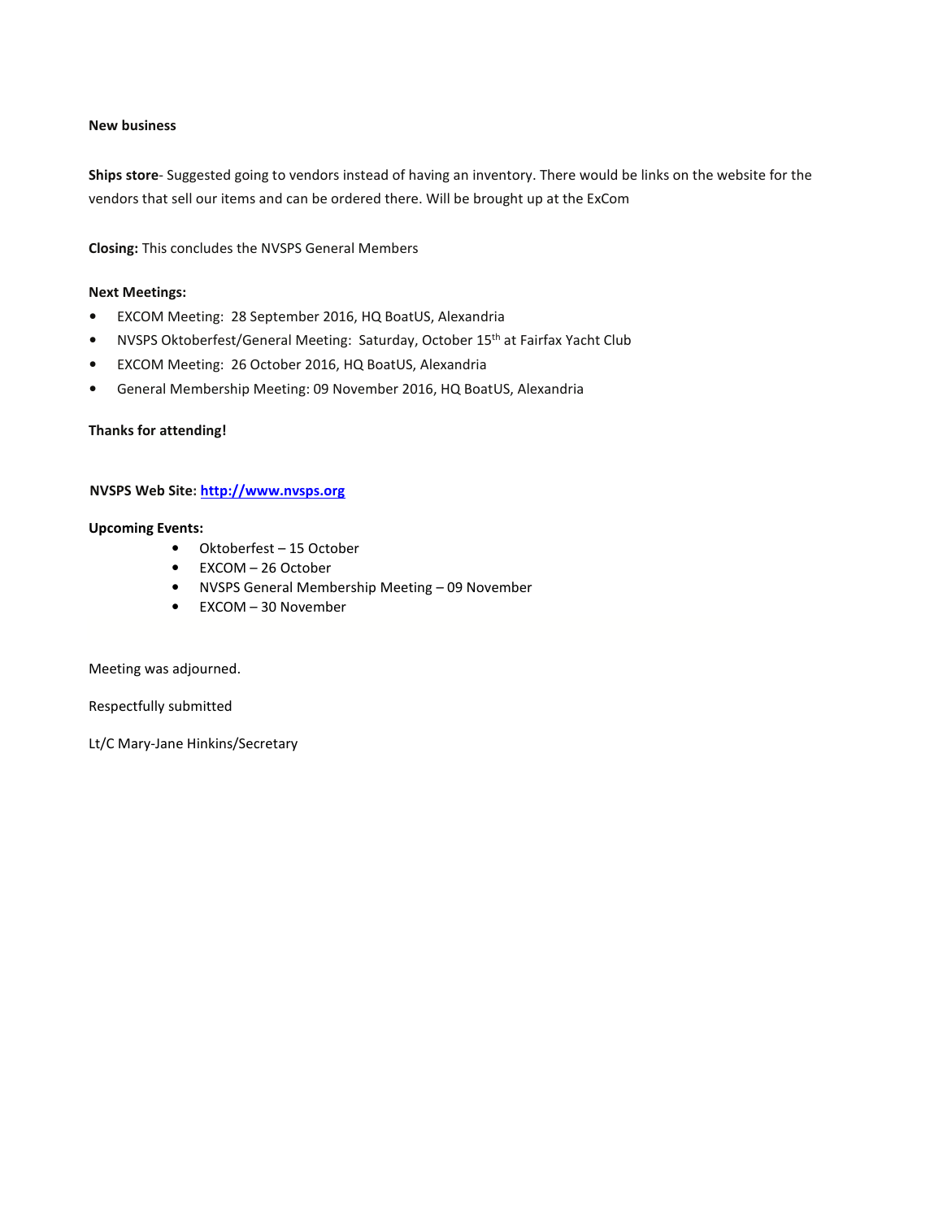**New business**

**Ships store**- Suggested going to vendors instead of having an inventory. There would be links on the website for the vendors that sell our items and can be ordered there. Will be brought up at the ExCom

**Closing:** This concludes the NVSPS General Members

**Next Meetings:**

- EXCOM Meeting:  28 September 2016, HQ BoatUS, Alexandria
- NVSPS Oktoberfest/General Meeting:  Saturday, October 15th at Fairfax Yacht Club
- EXCOM Meeting:  26 October 2016, HQ BoatUS, Alexandria
- General Membership Meeting: 09 November 2016, HQ BoatUS, Alexandria

**Thanks for attending!**

**NVSPS Web Site: [http://www.nvsps.org](http://www.nvsps.org)**

**Upcoming Events:**

- Oktoberfest – 15 October
- EXCOM – 26 October
- NVSPS General Membership Meeting – 09 November
- EXCOM – 30 November

Meeting was adjourned.

Respectfully submitted

Lt/C Mary-Jane Hinkins/Secretary